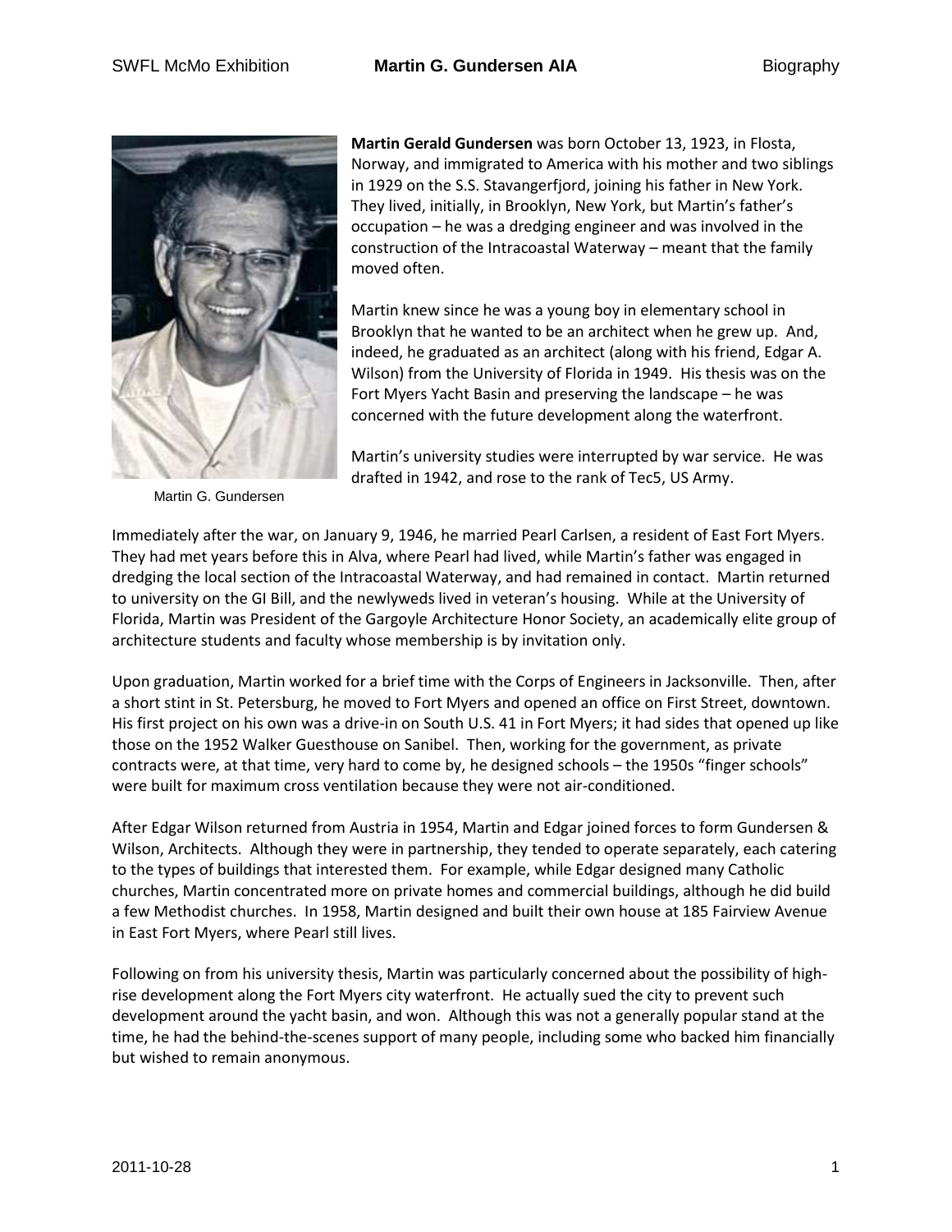**Martin Gerald Gundersen** was born October 13, 1923, in Flosta, Norway, and immigrated to America with his mother and two siblings in 1929 on the S.S. Stavangerfjord, joining his father in New York. They lived, initially, in Brooklyn, New York, but Martin's father's occupation – he was a dredging engineer and was involved in the construction of the Intracoastal Waterway – meant that the family moved often.

Martin G. Gundersen

Martin knew since he was a young boy in elementary school in Brooklyn that he wanted to be an architect when he grew up. And, indeed, he graduated as an architect (along with his friend, Edgar A. Wilson) from the University of Florida in 1949. His thesis was on the Fort Myers Yacht Basin and preserving the landscape – he was concerned with the future development along the waterfront.

Martin's university studies were interrupted by war service. He was drafted in 1942, and rose to the rank of Tec5, US Army.

Immediately after the war, on January 9, 1946, he married Pearl Carlsen, a resident of East Fort Myers. They had met years before this in Alva, where Pearl had lived, while Martin's father was engaged in dredging the local section of the Intracoastal Waterway, and had remained in contact. Martin returned to university on the GI Bill, and the newlyweds lived in veteran's housing. While at the University of Florida, Martin was President of the Gargoyle Architecture Honor Society, an academically elite group of architecture students and faculty whose membership is by invitation only.

Upon graduation, Martin worked for a brief time with the Corps of Engineers in Jacksonville. Then, after a short stint in St. Petersburg, he moved to Fort Myers and opened an office on First Street, downtown. His first project on his own was a drive-in on South U.S. 41 in Fort Myers; it had sides that opened up like those on the 1952 Walker Guesthouse on Sanibel. Then, working for the government, as private contracts were, at that time, very hard to come by, he designed schools – the 1950s "finger schools" were built for maximum cross ventilation because they were not air-conditioned.

After Edgar Wilson returned from Austria in 1954, Martin and Edgar joined forces to form Gundersen & Wilson, Architects. Although they were in partnership, they tended to operate separately, each catering to the types of buildings that interested them. For example, while Edgar designed many Catholic churches, Martin concentrated more on private homes and commercial buildings, although he did build a few Methodist churches. In 1958, Martin designed and built their own house at 185 Fairview Avenue in East Fort Myers, where Pearl still lives.

Following on from his university thesis, Martin was particularly concerned about the possibility of high-rise development along the Fort Myers city waterfront. He actually sued the city to prevent such development around the yacht basin, and won. Although this was not a generally popular stand at the time, he had the behind-the-scenes support of many people, including some who backed him financially but wished to remain anonymous.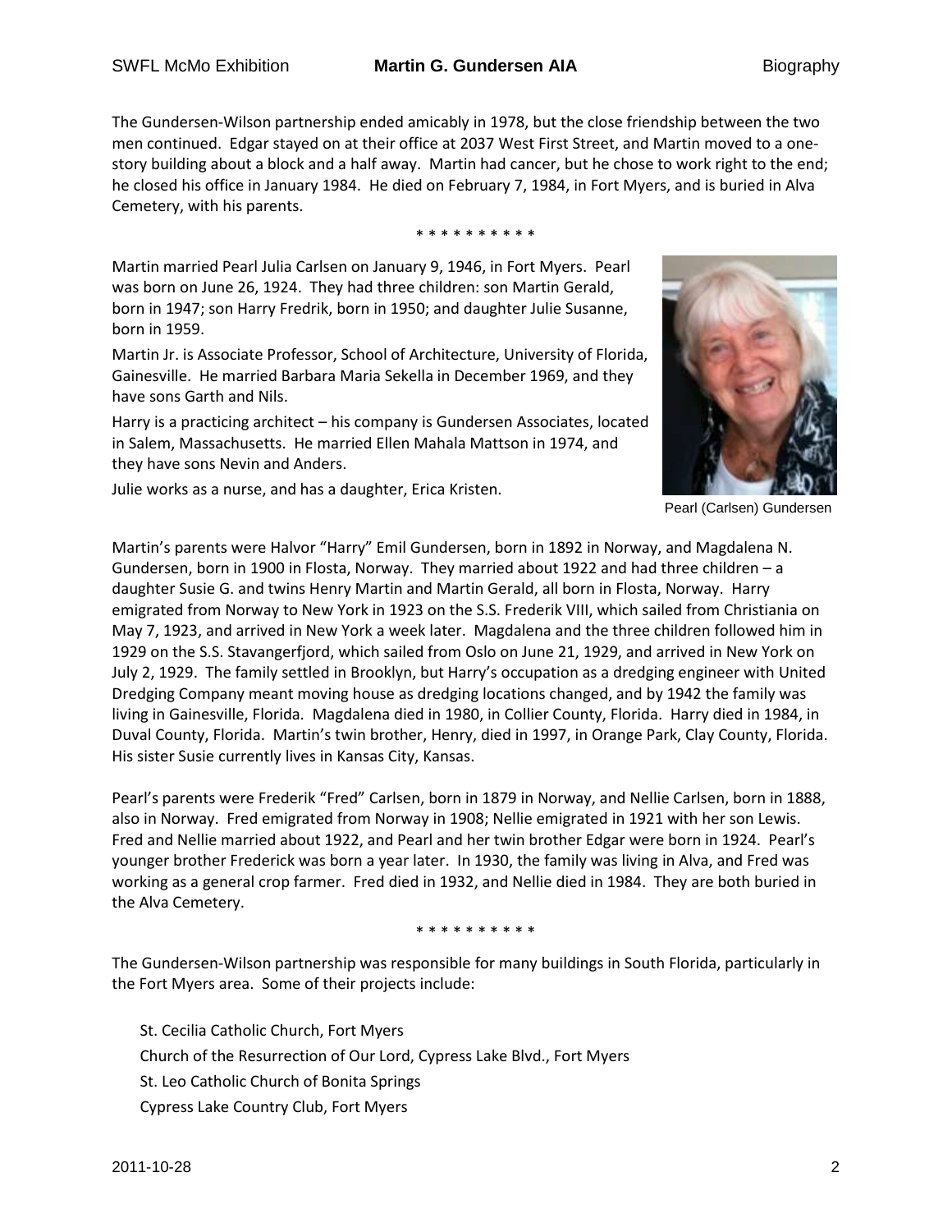The Gundersen-Wilson partnership ended amicably in 1978, but the close friendship between the two men continued. Edgar stayed on at their office at 2037 West First Street, and Martin moved to a one-story building about a block and a half away. Martin had cancer, but he chose to work right to the end; he closed his office in January 1984. He died on February 7, 1984, in Fort Myers, and is buried in Alva Cemetery, with his parents.

* * * * * * * * * *

Martin married Pearl Julia Carlsen on January 9, 1946, in Fort Myers. Pearl was born on June 26, 1924. They had three children: son Martin Gerald, born in 1947; son Harry Fredrik, born in 1950; and daughter Julie Susanne, born in 1959.

Martin Jr. is Associate Professor, School of Architecture, University of Florida, Gainesville. He married Barbara Maria Sekella in December 1969, and they have sons Garth and Nils.

Harry is a practicing architect – his company is Gundersen Associates, located in Salem, Massachusetts. He married Ellen Mahala Mattson in 1974, and they have sons Nevin and Anders.

Julie works as a nurse, and has a daughter, Erica Kristen.

Pearl (Carlsen) Gundersen

Martin's parents were Halvor "Harry" Emil Gundersen, born in 1892 in Norway, and Magdalena N. Gundersen, born in 1900 in Flosta, Norway. They married about 1922 and had three children – a daughter Susie G. and twins Henry Martin and Martin Gerald, all born in Flosta, Norway. Harry emigrated from Norway to New York in 1923 on the S.S. Frederik VIII, which sailed from Christiania on May 7, 1923, and arrived in New York a week later. Magdalena and the three children followed him in 1929 on the S.S. Stavangerfjord, which sailed from Oslo on June 21, 1929, and arrived in New York on July 2, 1929. The family settled in Brooklyn, but Harry's occupation as a dredging engineer with United Dredging Company meant moving house as dredging locations changed, and by 1942 the family was living in Gainesville, Florida. Magdalena died in 1980, in Collier County, Florida. Harry died in 1984, in Duval County, Florida. Martin's twin brother, Henry, died in 1997, in Orange Park, Clay County, Florida. His sister Susie currently lives in Kansas City, Kansas.

Pearl's parents were Frederik "Fred" Carlsen, born in 1879 in Norway, and Nellie Carlsen, born in 1888, also in Norway. Fred emigrated from Norway in 1908; Nellie emigrated in 1921 with her son Lewis. Fred and Nellie married about 1922, and Pearl and her twin brother Edgar were born in 1924. Pearl's younger brother Frederick was born a year later. In 1930, the family was living in Alva, and Fred was working as a general crop farmer. Fred died in 1932, and Nellie died in 1984. They are both buried in the Alva Cemetery.

* * * * * * * * * *

The Gundersen-Wilson partnership was responsible for many buildings in South Florida, particularly in the Fort Myers area. Some of their projects include:

St. Cecilia Catholic Church, Fort Myers
Church of the Resurrection of Our Lord, Cypress Lake Blvd., Fort Myers
St. Leo Catholic Church of Bonita Springs
Cypress Lake Country Club, Fort Myers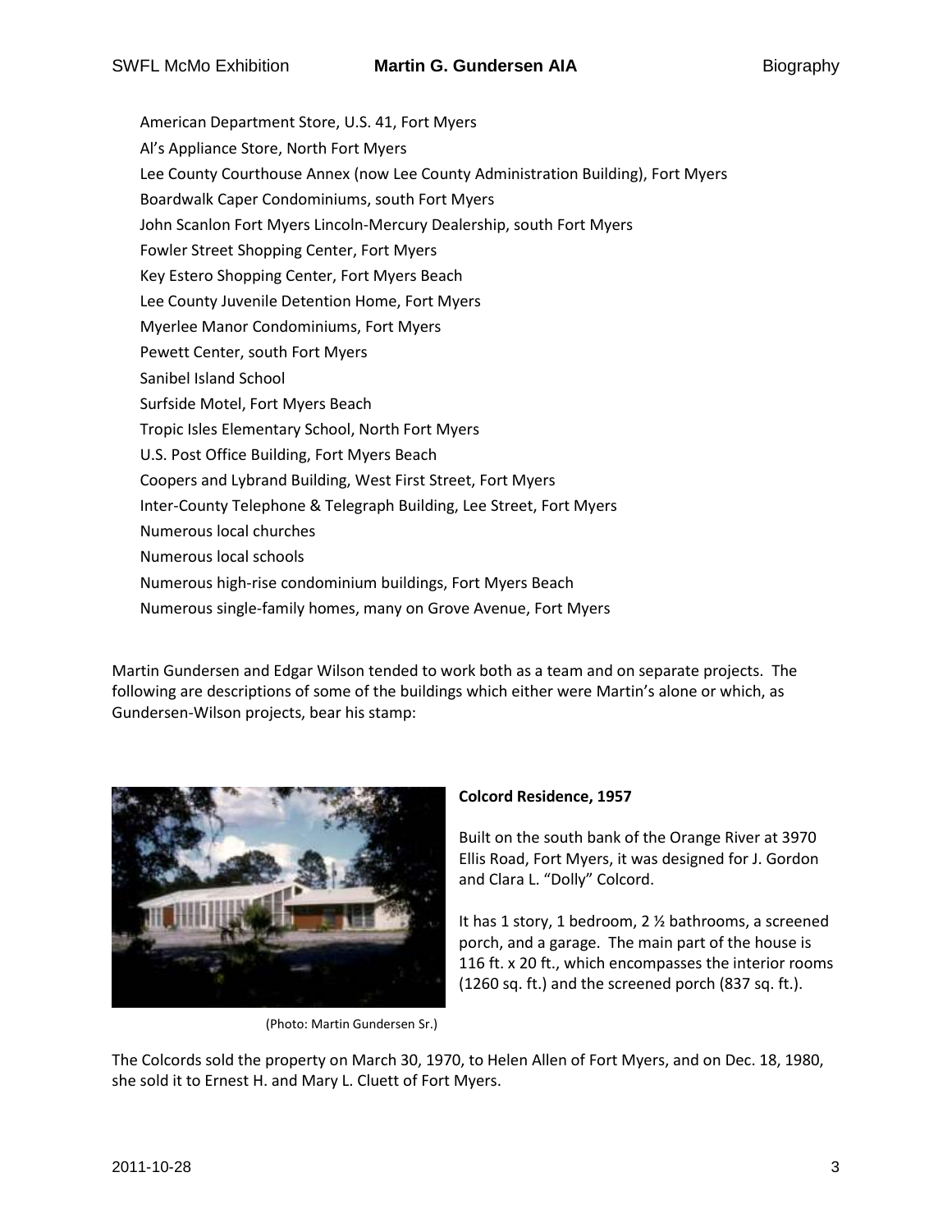- American Department Store, U.S. 41, Fort Myers
- Al's Appliance Store, North Fort Myers
- Lee County Courthouse Annex (now Lee County Administration Building), Fort Myers
- Boardwalk Caper Condominiums, south Fort Myers
- John Scanlon Fort Myers Lincoln-Mercury Dealership, south Fort Myers
- Fowler Street Shopping Center, Fort Myers
- Key Estero Shopping Center, Fort Myers Beach
- Lee County Juvenile Detention Home, Fort Myers
- Myerlee Manor Condominiums, Fort Myers
- Pewett Center, south Fort Myers
- Sanibel Island School
- Surfside Motel, Fort Myers Beach
- Tropic Isles Elementary School, North Fort Myers
- U.S. Post Office Building, Fort Myers Beach
- Coopers and Lybrand Building, West First Street, Fort Myers
- Inter-County Telephone & Telegraph Building, Lee Street, Fort Myers
- Numerous local churches
- Numerous local schools
- Numerous high-rise condominium buildings, Fort Myers Beach
- Numerous single-family homes, many on Grove Avenue, Fort Myers

Martin Gundersen and Edgar Wilson tended to work both as a team and on separate projects. The following are descriptions of some of the buildings which either were Martin's alone or which, as Gundersen-Wilson projects, bear his stamp:

(Photo: Martin Gundersen Sr.)

**Colcord Residence, 1957**

Built on the south bank of the Orange River at 3970 Ellis Road, Fort Myers, it was designed for J. Gordon and Clara L. "Dolly" Colcord.

It has 1 story, 1 bedroom, 2 ½ bathrooms, a screened porch, and a garage. The main part of the house is 116 ft. x 20 ft., which encompasses the interior rooms (1260 sq. ft.) and the screened porch (837 sq. ft.).

The Colcords sold the property on March 30, 1970, to Helen Allen of Fort Myers, and on Dec. 18, 1980, she sold it to Ernest H. and Mary L. Cluett of Fort Myers.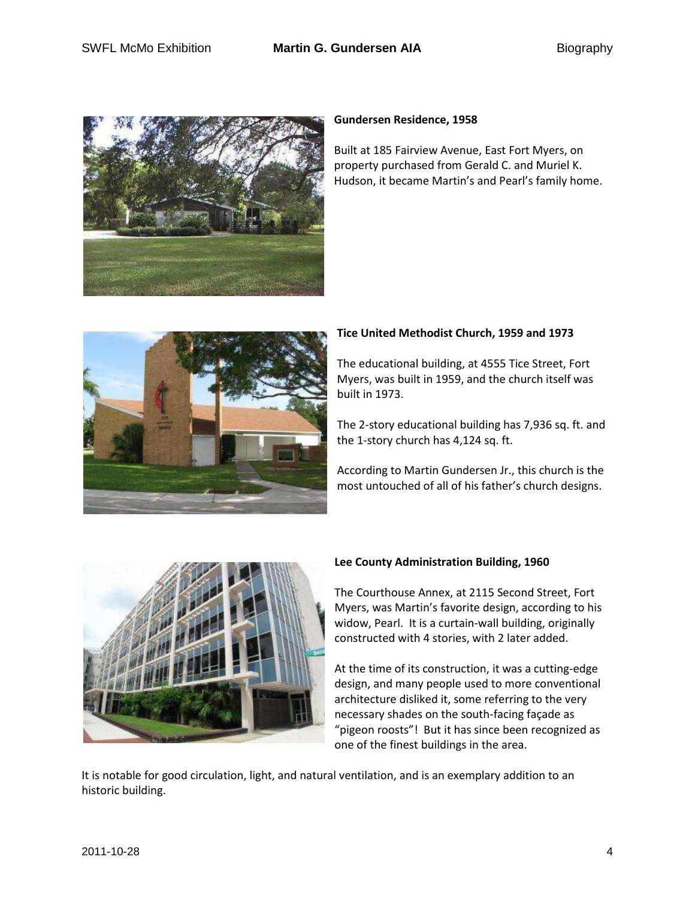**Gundersen Residence, 1958**

Built at 185 Fairview Avenue, East Fort Myers, on property purchased from Gerald C. and Muriel K. Hudson, it became Martin's and Pearl's family home.

**Tice United Methodist Church, 1959 and 1973**

The educational building, at 4555 Tice Street, Fort Myers, was built in 1959, and the church itself was built in 1973.

The 2-story educational building has 7,936 sq. ft. and the 1-story church has 4,124 sq. ft.

According to Martin Gundersen Jr., this church is the most untouched of all of his father's church designs.

**Lee County Administration Building, 1960**

The Courthouse Annex, at 2115 Second Street, Fort Myers, was Martin's favorite design, according to his widow, Pearl. It is a curtain-wall building, originally constructed with 4 stories, with 2 later added.

At the time of its construction, it was a cutting-edge design, and many people used to more conventional architecture disliked it, some referring to the very necessary shades on the south-facing façade as "pigeon roosts"! But it has since been recognized as one of the finest buildings in the area.

It is notable for good circulation, light, and natural ventilation, and is an exemplary addition to an historic building.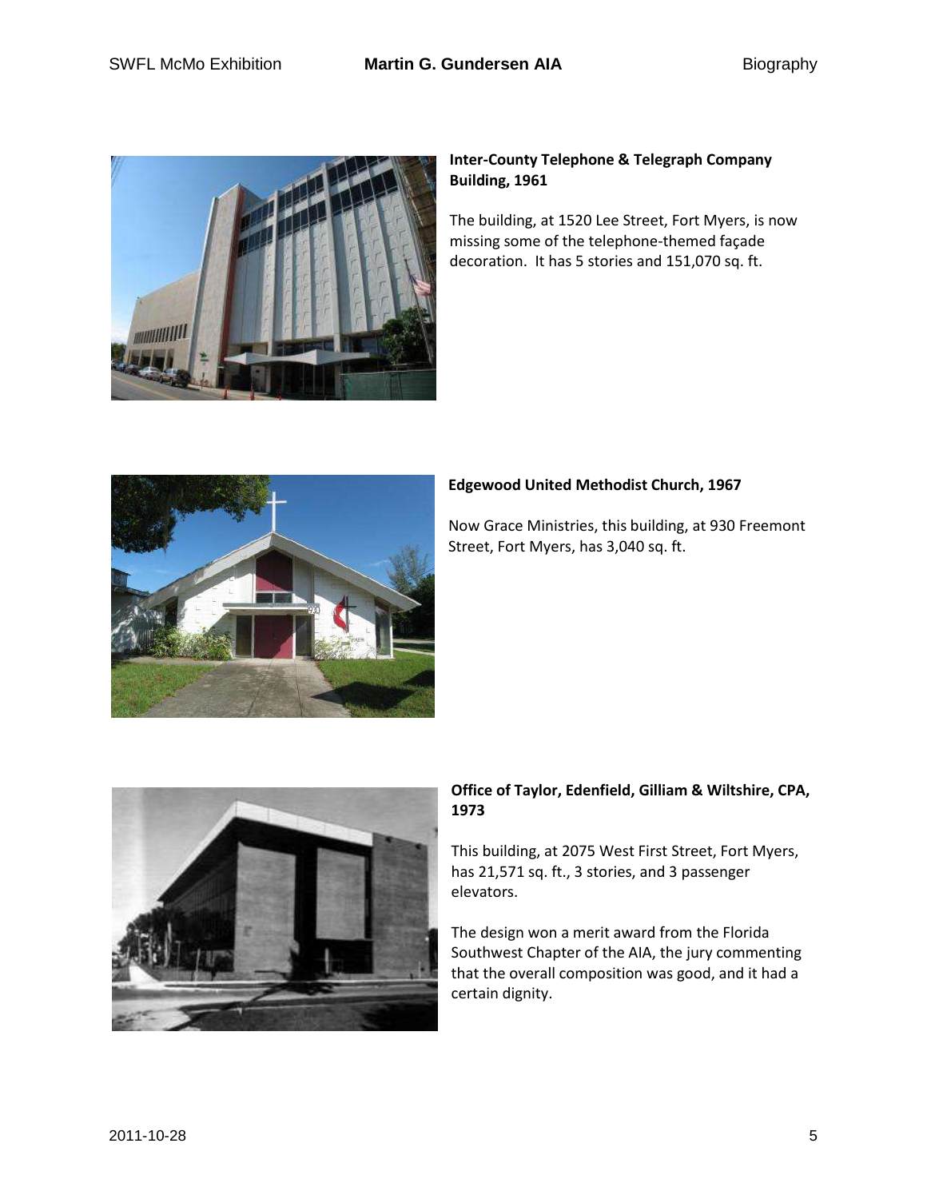**Inter-County Telephone & Telegraph Company Building, 1961**

The building, at 1520 Lee Street, Fort Myers, is now missing some of the telephone-themed façade decoration. It has 5 stories and 151,070 sq. ft.

**Edgewood United Methodist Church, 1967**

Now Grace Ministries, this building, at 930 Freemont Street, Fort Myers, has 3,040 sq. ft.

**Office of Taylor, Edenfield, Gilliam & Wiltshire, CPA, 1973**

This building, at 2075 West First Street, Fort Myers, has 21,571 sq. ft., 3 stories, and 3 passenger elevators.

The design won a merit award from the Florida Southwest Chapter of the AIA, the jury commenting that the overall composition was good, and it had a certain dignity.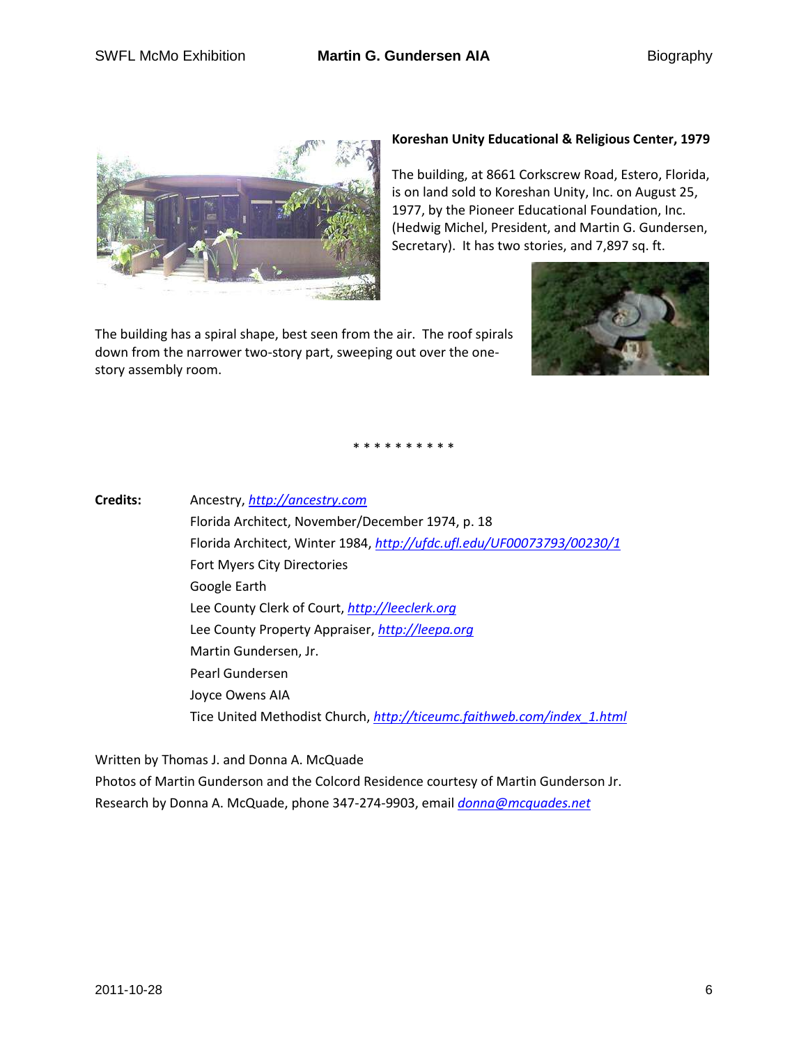**Koreshan Unity Educational & Religious Center, 1979**

The building, at 8661 Corkscrew Road, Estero, Florida, is on land sold to Koreshan Unity, Inc. on August 25, 1977, by the Pioneer Educational Foundation, Inc. (Hedwig Michel, President, and Martin G. Gundersen, Secretary). It has two stories, and 7,897 sq. ft.

The building has a spiral shape, best seen from the air. The roof spirals down from the narrower two-story part, sweeping out over the one-story assembly room.

\* \* \* \* \* \* \* \* \* \*

**Credits:**

Ancestry, http://ancestry.com
Florida Architect, November/December 1974, p. 18
Florida Architect, Winter 1984, http://ufdc.ufl.edu/UF00073793/00230/1
Fort Myers City Directories
Google Earth
Lee County Clerk of Court, http://leeclerk.org
Lee County Property Appraiser, http://leepa.org
Martin Gundersen, Jr.
Pearl Gundersen
Joyce Owens AIA
Tice United Methodist Church, http://ticeumc.faithweb.com/index_1.html

Written by Thomas J. and Donna A. McQuade
Photos of Martin Gunderson and the Colcord Residence courtesy of Martin Gunderson Jr.
Research by Donna A. McQuade, phone 347-274-9903, email donna@mcquades.net